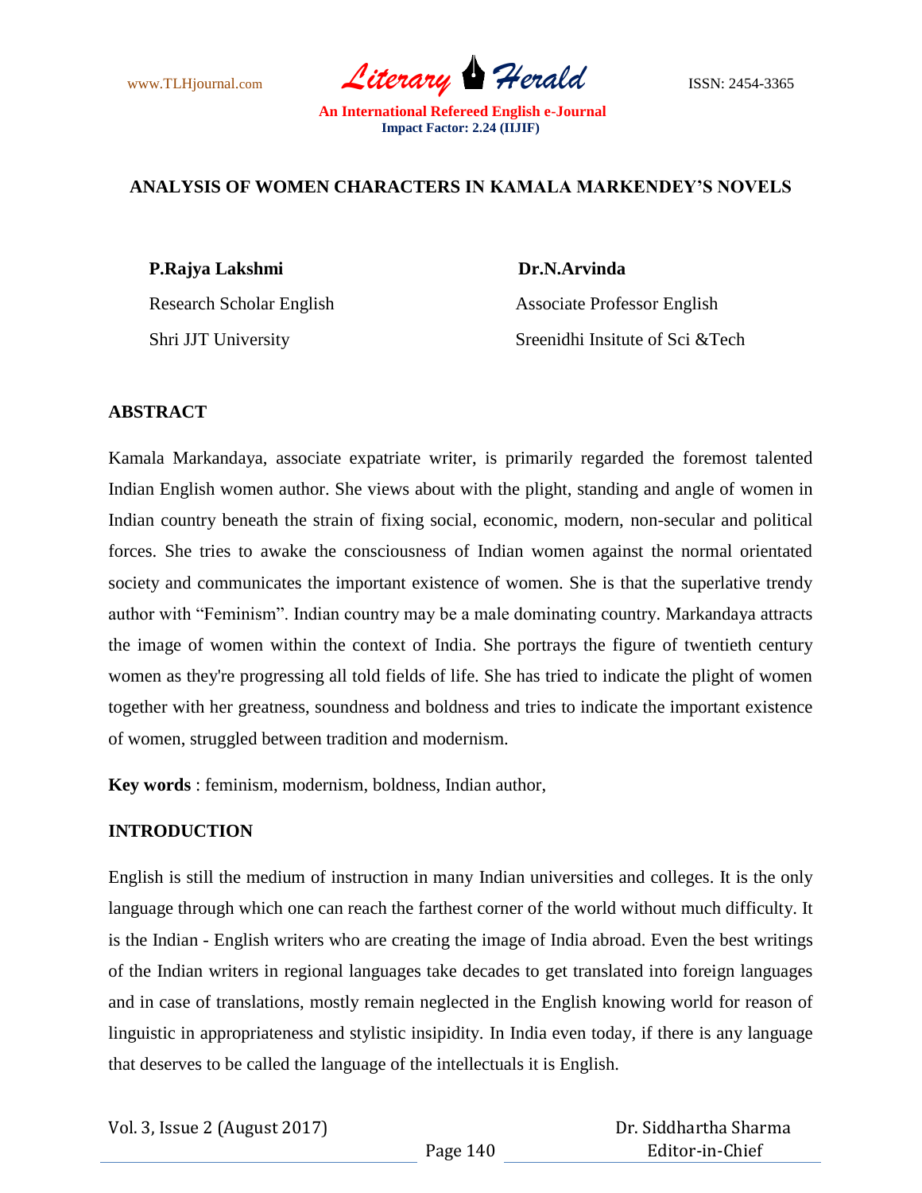# ANALYSIS OF WOMEN CHARACTERS IN KAMALA MARKENDEY'S NOVELS

**P.Rajya Lakshmi**
Research Scholar English
Shri JJT University

**Dr.N.Arvinda**
Associate Professor English
Sreenidhi Insitute of Sci &Tech

## ABSTRACT

Kamala Markandaya, associate expatriate writer, is primarily regarded the foremost talented Indian English women author. She views about with the plight, standing and angle of women in Indian country beneath the strain of fixing social, economic, modern, non-secular and political forces. She tries to awake the consciousness of Indian women against the normal orientated society and communicates the important existence of women. She is that the superlative trendy author with "Feminism". Indian country may be a male dominating country. Markandaya attracts the image of women within the context of India. She portrays the figure of twentieth century women as they're progressing all told fields of life. She has tried to indicate the plight of women together with her greatness, soundness and boldness and tries to indicate the important existence of women, struggled between tradition and modernism.

**Key words** : feminism, modernism, boldness, Indian author,

## INTRODUCTION

English is still the medium of instruction in many Indian universities and colleges. It is the only language through which one can reach the farthest corner of the world without much difficulty. It is the Indian - English writers who are creating the image of India abroad. Even the best writings of the Indian writers in regional languages take decades to get translated into foreign languages and in case of translations, mostly remain neglected in the English knowing world for reason of linguistic in appropriateness and stylistic insipidity. In India even today, if there is any language that deserves to be called the language of the intellectuals it is English.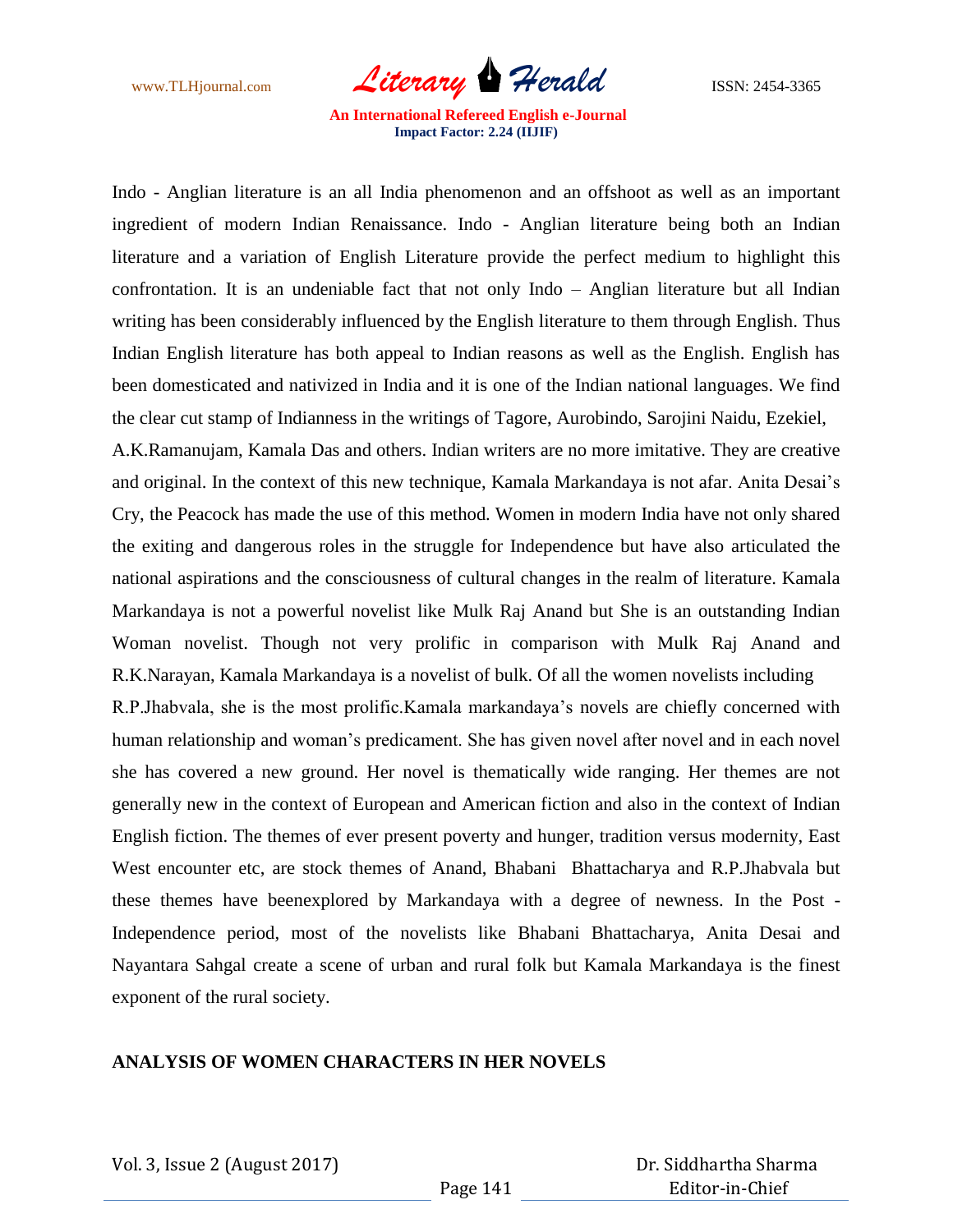Indo - Anglian literature is an all India phenomenon and an offshoot as well as an important ingredient of modern Indian Renaissance. Indo - Anglian literature being both an Indian literature and a variation of English Literature provide the perfect medium to highlight this confrontation. It is an undeniable fact that not only Indo – Anglian literature but all Indian writing has been considerably influenced by the English literature to them through English. Thus Indian English literature has both appeal to Indian reasons as well as the English. English has been domesticated and nativized in India and it is one of the Indian national languages. We find the clear cut stamp of Indianness in the writings of Tagore, Aurobindo, Sarojini Naidu, Ezekiel, A.K.Ramanujam, Kamala Das and others. Indian writers are no more imitative. They are creative and original. In the context of this new technique, Kamala Markandaya is not afar. Anita Desai's Cry, the Peacock has made the use of this method. Women in modern India have not only shared the exiting and dangerous roles in the struggle for Independence but have also articulated the national aspirations and the consciousness of cultural changes in the realm of literature. Kamala Markandaya is not a powerful novelist like Mulk Raj Anand but She is an outstanding Indian Woman novelist. Though not very prolific in comparison with Mulk Raj Anand and R.K.Narayan, Kamala Markandaya is a novelist of bulk. Of all the women novelists including R.P.Jhabvala, she is the most prolific.Kamala markandaya's novels are chiefly concerned with human relationship and woman's predicament. She has given novel after novel and in each novel she has covered a new ground. Her novel is thematically wide ranging. Her themes are not generally new in the context of European and American fiction and also in the context of Indian English fiction. The themes of ever present poverty and hunger, tradition versus modernity, East West encounter etc, are stock themes of Anand, Bhabani Bhattacharya and R.P.Jhabvala but these themes have beenexplored by Markandaya with a degree of newness. In the Post - Independence period, most of the novelists like Bhabani Bhattacharya, Anita Desai and Nayantara Sahgal create a scene of urban and rural folk but Kamala Markandaya is the finest exponent of the rural society.

## ANALYSIS OF WOMEN CHARACTERS IN HER NOVELS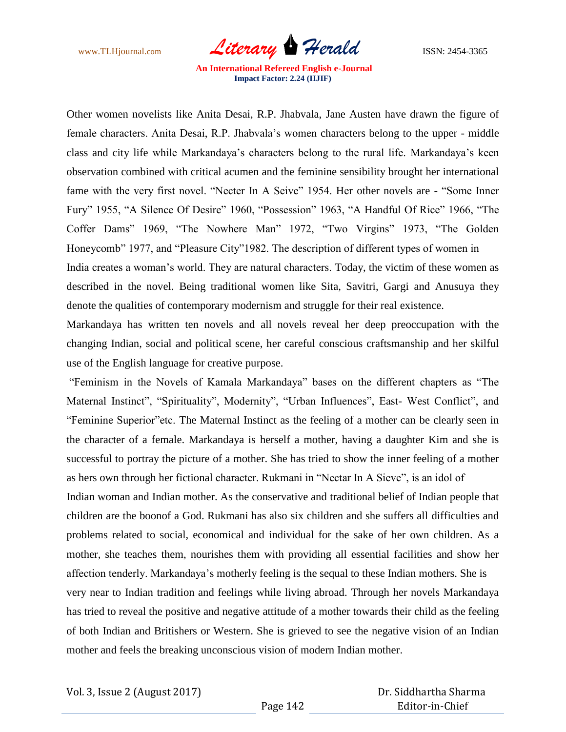Other women novelists like Anita Desai, R.P. Jhabvala, Jane Austen have drawn the figure of female characters. Anita Desai, R.P. Jhabvala's women characters belong to the upper - middle class and city life while Markandaya's characters belong to the rural life. Markandaya's keen observation combined with critical acumen and the feminine sensibility brought her international fame with the very first novel. "Necter In A Seive" 1954. Her other novels are - "Some Inner Fury" 1955, "A Silence Of Desire" 1960, "Possession" 1963, "A Handful Of Rice" 1966, "The Coffer Dams" 1969, "The Nowhere Man" 1972, "Two Virgins" 1973, "The Golden Honeycomb" 1977, and "Pleasure City"1982. The description of different types of women in India creates a woman's world. They are natural characters. Today, the victim of these women as described in the novel. Being traditional women like Sita, Savitri, Gargi and Anusuya they denote the qualities of contemporary modernism and struggle for their real existence.

Markandaya has written ten novels and all novels reveal her deep preoccupation with the changing Indian, social and political scene, her careful conscious craftsmanship and her skilful use of the English language for creative purpose.

"Feminism in the Novels of Kamala Markandaya" bases on the different chapters as "The Maternal Instinct", "Spirituality", Modernity", "Urban Influences", East- West Conflict", and "Feminine Superior"etc. The Maternal Instinct as the feeling of a mother can be clearly seen in the character of a female. Markandaya is herself a mother, having a daughter Kim and she is successful to portray the picture of a mother. She has tried to show the inner feeling of a mother as hers own through her fictional character. Rukmani in "Nectar In A Sieve", is an idol of Indian woman and Indian mother. As the conservative and traditional belief of Indian people that children are the boonof a God. Rukmani has also six children and she suffers all difficulties and problems related to social, economical and individual for the sake of her own children. As a mother, she teaches them, nourishes them with providing all essential facilities and show her affection tenderly. Markandaya's motherly feeling is the sequal to these Indian mothers. She is very near to Indian tradition and feelings while living abroad. Through her novels Markandaya has tried to reveal the positive and negative attitude of a mother towards their child as the feeling of both Indian and Britishers or Western. She is grieved to see the negative vision of an Indian mother and feels the breaking unconscious vision of modern Indian mother.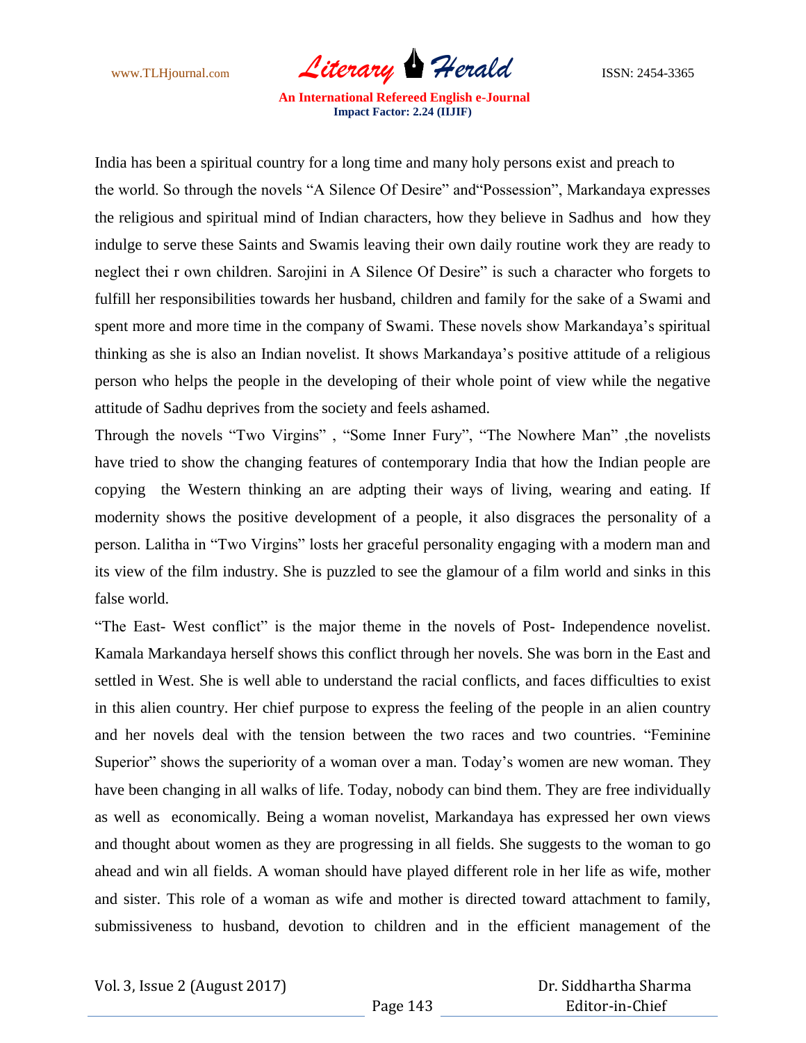India has been a spiritual country for a long time and many holy persons exist and preach to the world. So through the novels "A Silence Of Desire" and"Possession", Markandaya expresses the religious and spiritual mind of Indian characters, how they believe in Sadhus and how they indulge to serve these Saints and Swamis leaving their own daily routine work they are ready to neglect thei r own children. Sarojini in A Silence Of Desire" is such a character who forgets to fulfill her responsibilities towards her husband, children and family for the sake of a Swami and spent more and more time in the company of Swami. These novels show Markandaya's spiritual thinking as she is also an Indian novelist. It shows Markandaya's positive attitude of a religious person who helps the people in the developing of their whole point of view while the negative attitude of Sadhu deprives from the society and feels ashamed.

Through the novels "Two Virgins" , "Some Inner Fury", "The Nowhere Man" ,the novelists have tried to show the changing features of contemporary India that how the Indian people are copying the Western thinking an are adpting their ways of living, wearing and eating. If modernity shows the positive development of a people, it also disgraces the personality of a person. Lalitha in "Two Virgins" losts her graceful personality engaging with a modern man and its view of the film industry. She is puzzled to see the glamour of a film world and sinks in this false world.

"The East- West conflict" is the major theme in the novels of Post- Independence novelist. Kamala Markandaya herself shows this conflict through her novels. She was born in the East and settled in West. She is well able to understand the racial conflicts, and faces difficulties to exist in this alien country. Her chief purpose to express the feeling of the people in an alien country and her novels deal with the tension between the two races and two countries. "Feminine Superior" shows the superiority of a woman over a man. Today's women are new woman. They have been changing in all walks of life. Today, nobody can bind them. They are free individually as well as economically. Being a woman novelist, Markandaya has expressed her own views and thought about women as they are progressing in all fields. She suggests to the woman to go ahead and win all fields. A woman should have played different role in her life as wife, mother and sister. This role of a woman as wife and mother is directed toward attachment to family, submissiveness to husband, devotion to children and in the efficient management of the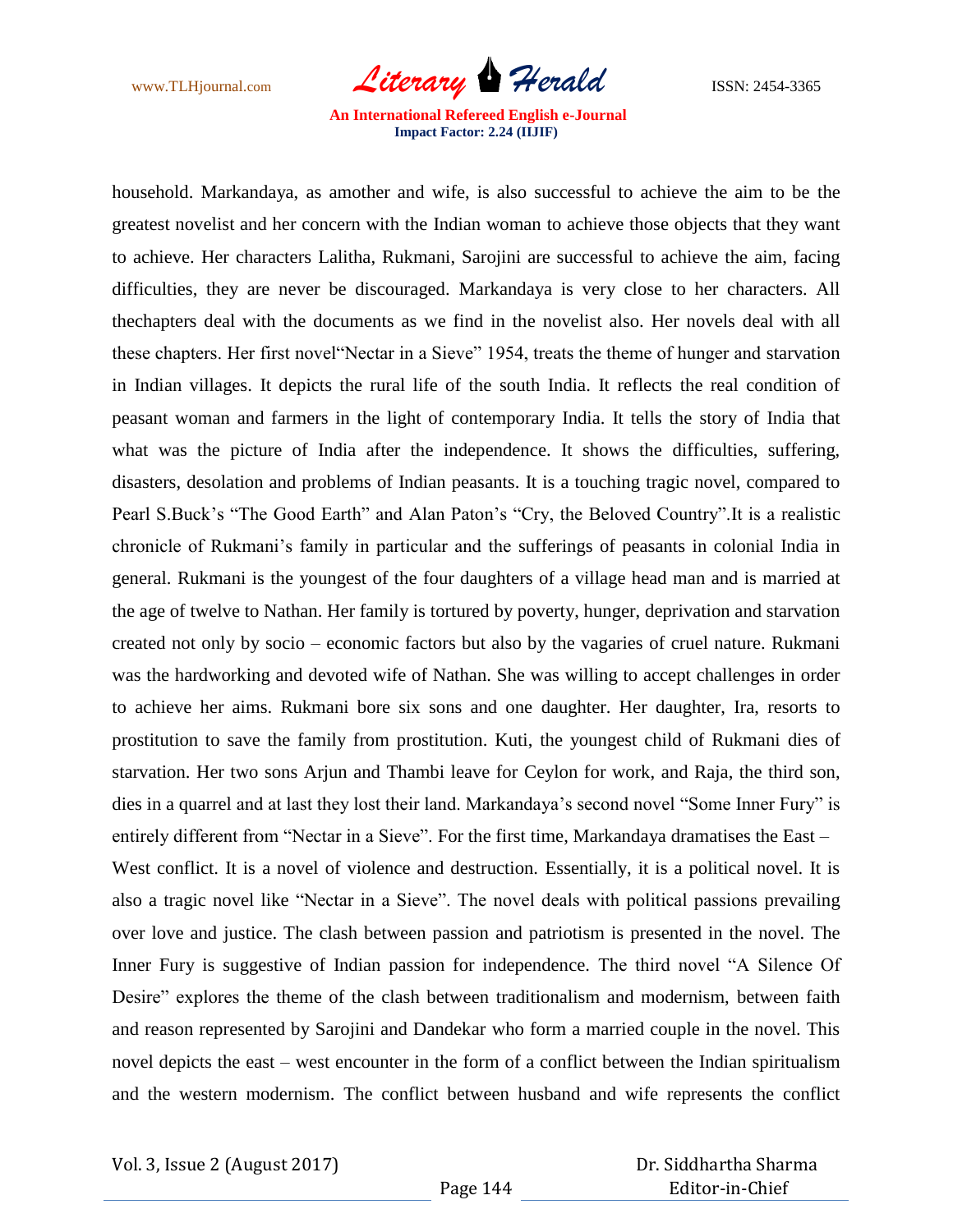household. Markandaya, as amother and wife, is also successful to achieve the aim to be the greatest novelist and her concern with the Indian woman to achieve those objects that they want to achieve. Her characters Lalitha, Rukmani, Sarojini are successful to achieve the aim, facing difficulties, they are never be discouraged. Markandaya is very close to her characters. All thechapters deal with the documents as we find in the novelist also. Her novels deal with all these chapters. Her first novel"Nectar in a Sieve" 1954, treats the theme of hunger and starvation in Indian villages. It depicts the rural life of the south India. It reflects the real condition of peasant woman and farmers in the light of contemporary India. It tells the story of India that what was the picture of India after the independence. It shows the difficulties, suffering, disasters, desolation and problems of Indian peasants. It is a touching tragic novel, compared to Pearl S.Buck's "The Good Earth" and Alan Paton's "Cry, the Beloved Country".It is a realistic chronicle of Rukmani's family in particular and the sufferings of peasants in colonial India in general. Rukmani is the youngest of the four daughters of a village head man and is married at the age of twelve to Nathan. Her family is tortured by poverty, hunger, deprivation and starvation created not only by socio – economic factors but also by the vagaries of cruel nature. Rukmani was the hardworking and devoted wife of Nathan. She was willing to accept challenges in order to achieve her aims. Rukmani bore six sons and one daughter. Her daughter, Ira, resorts to prostitution to save the family from prostitution. Kuti, the youngest child of Rukmani dies of starvation. Her two sons Arjun and Thambi leave for Ceylon for work, and Raja, the third son, dies in a quarrel and at last they lost their land. Markandaya's second novel "Some Inner Fury" is entirely different from "Nectar in a Sieve". For the first time, Markandaya dramatises the East – West conflict. It is a novel of violence and destruction. Essentially, it is a political novel. It is also a tragic novel like "Nectar in a Sieve". The novel deals with political passions prevailing over love and justice. The clash between passion and patriotism is presented in the novel. The Inner Fury is suggestive of Indian passion for independence. The third novel "A Silence Of Desire" explores the theme of the clash between traditionalism and modernism, between faith and reason represented by Sarojini and Dandekar who form a married couple in the novel. This novel depicts the east – west encounter in the form of a conflict between the Indian spiritualism and the western modernism. The conflict between husband and wife represents the conflict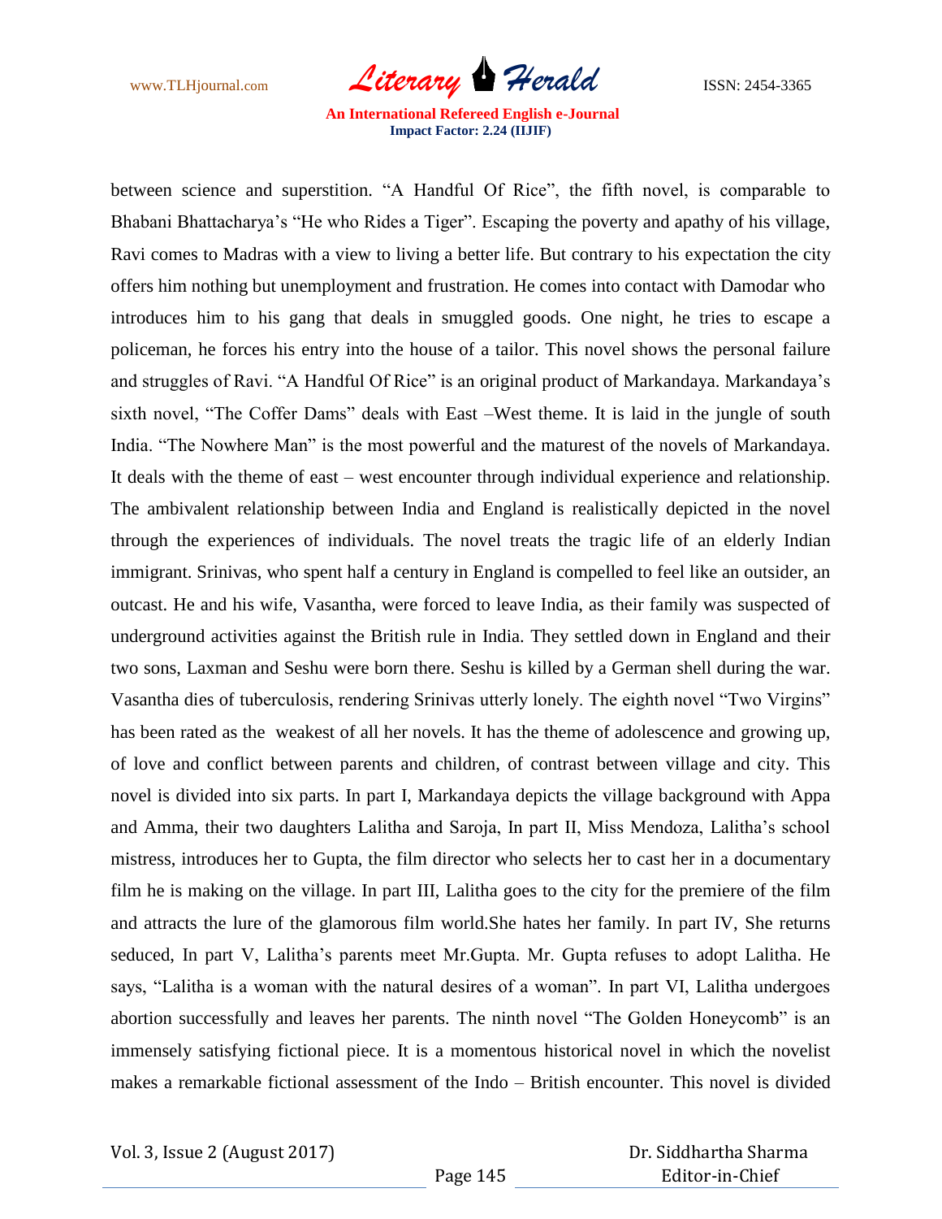between science and superstition. “A Handful Of Rice”, the fifth novel, is comparable to Bhabani Bhattacharya’s “He who Rides a Tiger”. Escaping the poverty and apathy of his village, Ravi comes to Madras with a view to living a better life. But contrary to his expectation the city offers him nothing but unemployment and frustration. He comes into contact with Damodar who introduces him to his gang that deals in smuggled goods. One night, he tries to escape a policeman, he forces his entry into the house of a tailor. This novel shows the personal failure and struggles of Ravi. “A Handful Of Rice” is an original product of Markandaya. Markandaya’s sixth novel, “The Coffer Dams” deals with East –West theme. It is laid in the jungle of south India. “The Nowhere Man” is the most powerful and the maturest of the novels of Markandaya. It deals with the theme of east – west encounter through individual experience and relationship. The ambivalent relationship between India and England is realistically depicted in the novel through the experiences of individuals. The novel treats the tragic life of an elderly Indian immigrant. Srinivas, who spent half a century in England is compelled to feel like an outsider, an outcast. He and his wife, Vasantha, were forced to leave India, as their family was suspected of underground activities against the British rule in India. They settled down in England and their two sons, Laxman and Seshu were born there. Seshu is killed by a German shell during the war. Vasantha dies of tuberculosis, rendering Srinivas utterly lonely. The eighth novel “Two Virgins” has been rated as the weakest of all her novels. It has the theme of adolescence and growing up, of love and conflict between parents and children, of contrast between village and city. This novel is divided into six parts. In part I, Markandaya depicts the village background with Appa and Amma, their two daughters Lalitha and Saroja, In part II, Miss Mendoza, Lalitha’s school mistress, introduces her to Gupta, the film director who selects her to cast her in a documentary film he is making on the village. In part III, Lalitha goes to the city for the premiere of the film and attracts the lure of the glamorous film world.She hates her family. In part IV, She returns seduced, In part V, Lalitha’s parents meet Mr.Gupta. Mr. Gupta refuses to adopt Lalitha. He says, “Lalitha is a woman with the natural desires of a woman”. In part VI, Lalitha undergoes abortion successfully and leaves her parents. The ninth novel “The Golden Honeycomb” is an immensely satisfying fictional piece. It is a momentous historical novel in which the novelist makes a remarkable fictional assessment of the Indo – British encounter. This novel is divided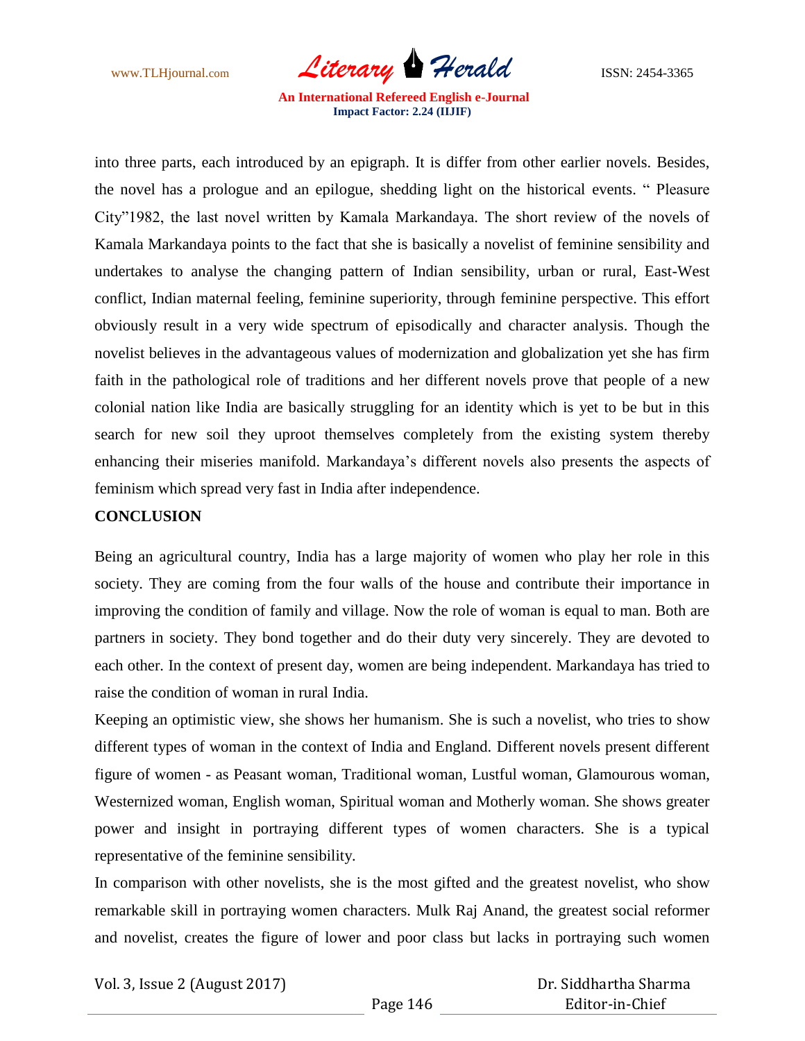into three parts, each introduced by an epigraph. It is differ from other earlier novels. Besides, the novel has a prologue and an epilogue, shedding light on the historical events. " Pleasure City"1982, the last novel written by Kamala Markandaya. The short review of the novels of Kamala Markandaya points to the fact that she is basically a novelist of feminine sensibility and undertakes to analyse the changing pattern of Indian sensibility, urban or rural, East-West conflict, Indian maternal feeling, feminine superiority, through feminine perspective. This effort obviously result in a very wide spectrum of episodically and character analysis. Though the novelist believes in the advantageous values of modernization and globalization yet she has firm faith in the pathological role of traditions and her different novels prove that people of a new colonial nation like India are basically struggling for an identity which is yet to be but in this search for new soil they uproot themselves completely from the existing system thereby enhancing their miseries manifold. Markandaya's different novels also presents the aspects of feminism which spread very fast in India after independence.

**CONCLUSION**

Being an agricultural country, India has a large majority of women who play her role in this society. They are coming from the four walls of the house and contribute their importance in improving the condition of family and village. Now the role of woman is equal to man. Both are partners in society. They bond together and do their duty very sincerely. They are devoted to each other. In the context of present day, women are being independent. Markandaya has tried to raise the condition of woman in rural India.

Keeping an optimistic view, she shows her humanism. She is such a novelist, who tries to show different types of woman in the context of India and England. Different novels present different figure of women - as Peasant woman, Traditional woman, Lustful woman, Glamourous woman, Westernized woman, English woman, Spiritual woman and Motherly woman. She shows greater power and insight in portraying different types of women characters. She is a typical representative of the feminine sensibility.

In comparison with other novelists, she is the most gifted and the greatest novelist, who show remarkable skill in portraying women characters. Mulk Raj Anand, the greatest social reformer and novelist, creates the figure of lower and poor class but lacks in portraying such women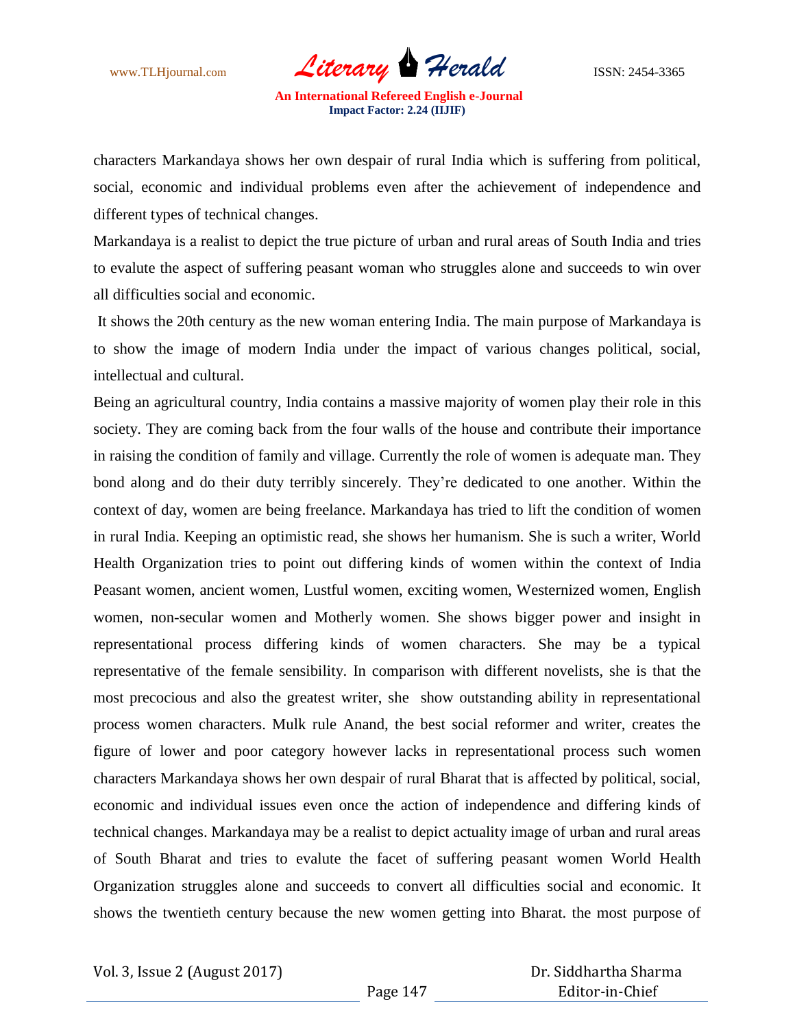characters Markandaya shows her own despair of rural India which is suffering from political, social, economic and individual problems even after the achievement of independence and different types of technical changes.

Markandaya is a realist to depict the true picture of urban and rural areas of South India and tries to evalute the aspect of suffering peasant woman who struggles alone and succeeds to win over all difficulties social and economic.

It shows the 20th century as the new woman entering India. The main purpose of Markandaya is to show the image of modern India under the impact of various changes political, social, intellectual and cultural.

Being an agricultural country, India contains a massive majority of women play their role in this society. They are coming back from the four walls of the house and contribute their importance in raising the condition of family and village. Currently the role of women is adequate man. They bond along and do their duty terribly sincerely. They're dedicated to one another. Within the context of day, women are being freelance. Markandaya has tried to lift the condition of women in rural India. Keeping an optimistic read, she shows her humanism. She is such a writer, World Health Organization tries to point out differing kinds of women within the context of India Peasant women, ancient women, Lustful women, exciting women, Westernized women, English women, non-secular women and Motherly women. She shows bigger power and insight in representational process differing kinds of women characters. She may be a typical representative of the female sensibility. In comparison with different novelists, she is that the most precocious and also the greatest writer, she show outstanding ability in representational process women characters. Mulk rule Anand, the best social reformer and writer, creates the figure of lower and poor category however lacks in representational process such women characters Markandaya shows her own despair of rural Bharat that is affected by political, social, economic and individual issues even once the action of independence and differing kinds of technical changes. Markandaya may be a realist to depict actuality image of urban and rural areas of South Bharat and tries to evalute the facet of suffering peasant women World Health Organization struggles alone and succeeds to convert all difficulties social and economic. It shows the twentieth century because the new women getting into Bharat. the most purpose of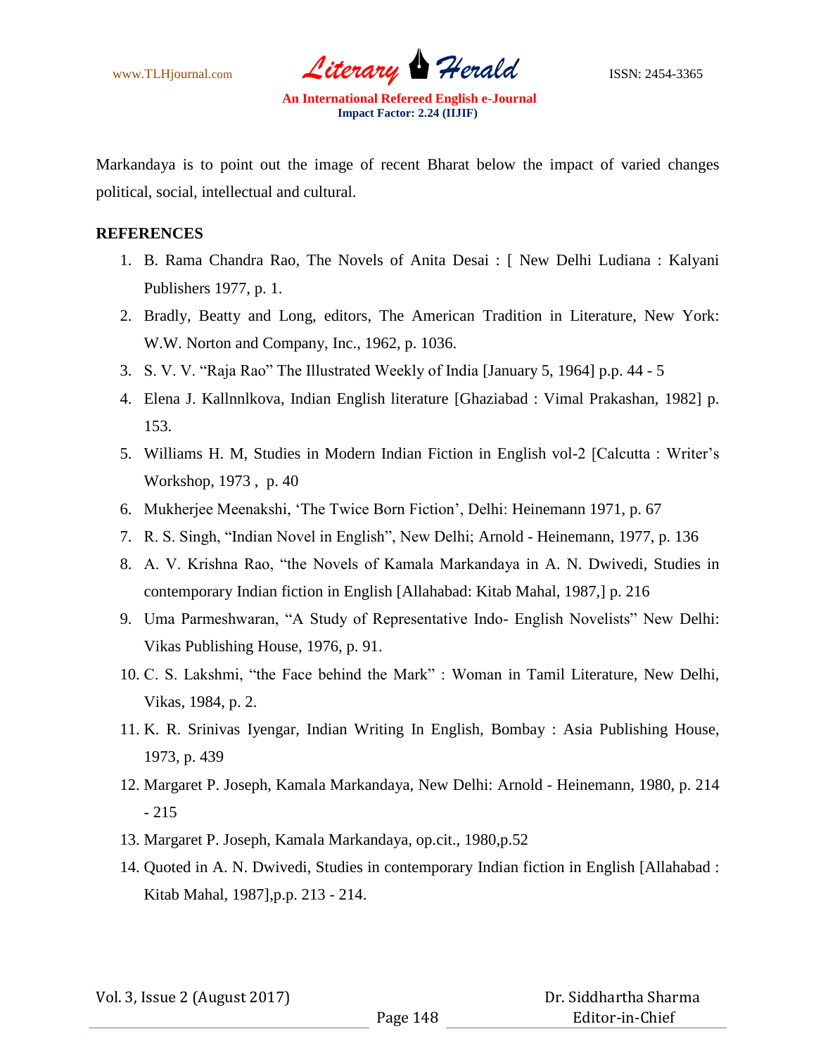Markandaya is to point out the image of recent Bharat below the impact of varied changes political, social, intellectual and cultural.

**REFERENCES**

1. B. Rama Chandra Rao, The Novels of Anita Desai : [ New Delhi Ludiana : Kalyani Publishers 1977, p. 1.
2. Bradly, Beatty and Long, editors, The American Tradition in Literature, New York: W.W. Norton and Company, Inc., 1962, p. 1036.
3. S. V. V. "Raja Rao" The Illustrated Weekly of India [January 5, 1964] p.p. 44 - 5
4. Elena J. Kallnnlkova, Indian English literature [Ghaziabad : Vimal Prakashan, 1982] p. 153.
5. Williams H. M, Studies in Modern Indian Fiction in English vol-2 [Calcutta : Writer's Workshop, 1973 , p. 40
6. Mukherjee Meenakshi, 'The Twice Born Fiction', Delhi: Heinemann 1971, p. 67
7. R. S. Singh, "Indian Novel in English", New Delhi; Arnold - Heinemann, 1977, p. 136
8. A. V. Krishna Rao, "the Novels of Kamala Markandaya in A. N. Dwivedi, Studies in contemporary Indian fiction in English [Allahabad: Kitab Mahal, 1987,] p. 216
9. Uma Parmeshwaran, "A Study of Representative Indo- English Novelists" New Delhi: Vikas Publishing House, 1976, p. 91.
10. C. S. Lakshmi, "the Face behind the Mark" : Woman in Tamil Literature, New Delhi, Vikas, 1984, p. 2.
11. K. R. Srinivas Iyengar, Indian Writing In English, Bombay : Asia Publishing House, 1973, p. 439
12. Margaret P. Joseph, Kamala Markandaya, New Delhi: Arnold - Heinemann, 1980, p. 214 - 215
13. Margaret P. Joseph, Kamala Markandaya, op.cit., 1980,p.52
14. Quoted in A. N. Dwivedi, Studies in contemporary Indian fiction in English [Allahabad : Kitab Mahal, 1987],p.p. 213 - 214.